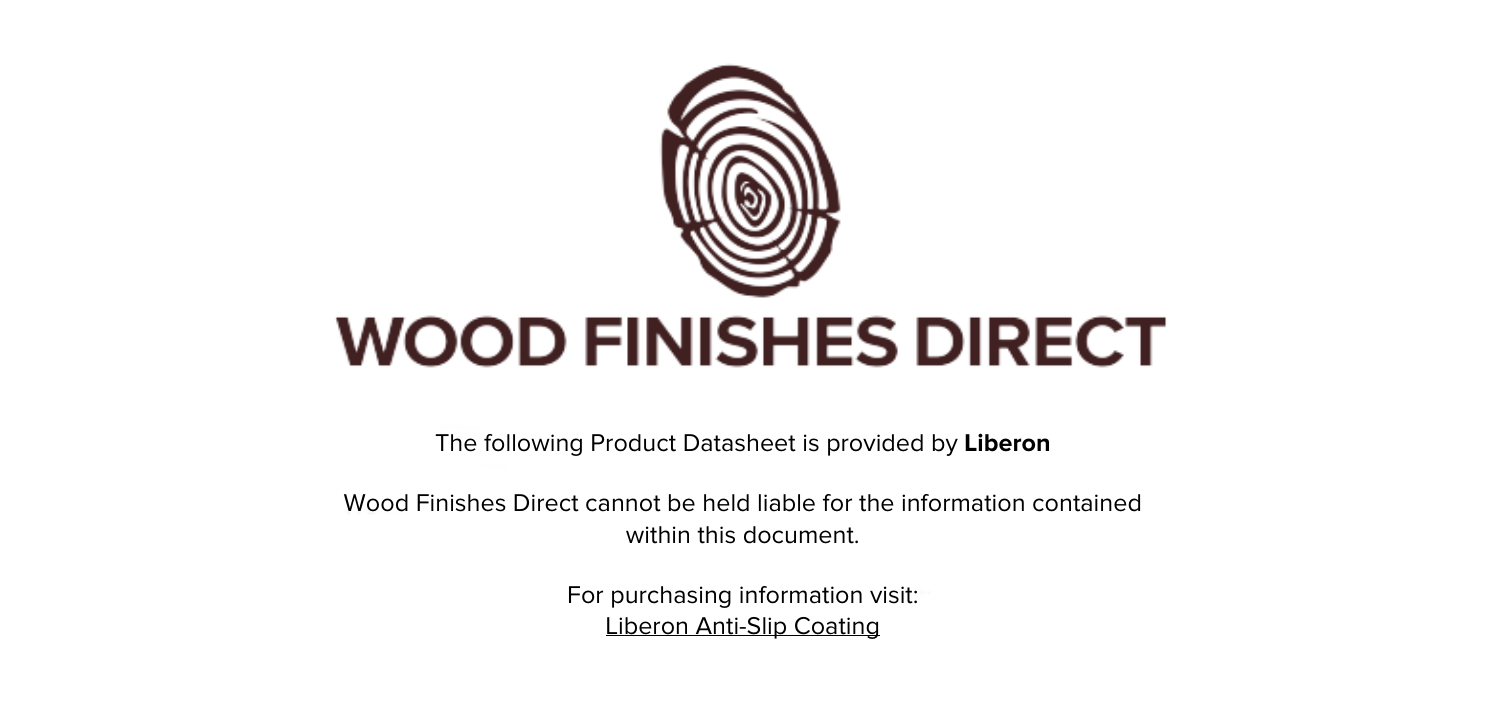# WOOD FINISHES DIRECT

The following Product Datasheet is provided by **Liberon**

Wood Finishes Direct cannot be held liable for the information contained within this document.

For purchasing information visit:
Liberon Anti-Slip Coating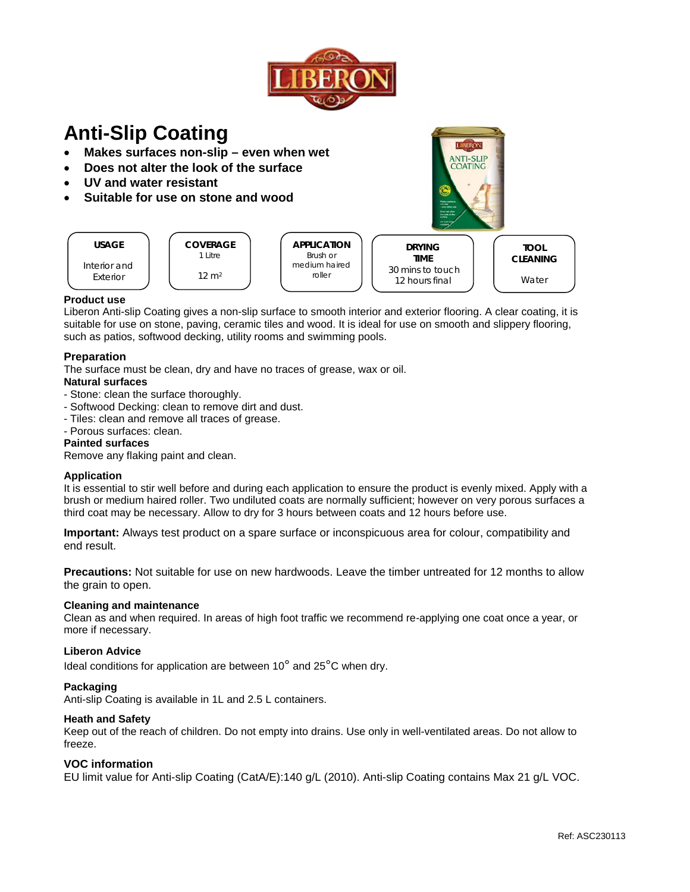LIBERON

# Anti-Slip Coating

- **Makes surfaces non-slip – even when wet**
- **Does not alter the look of the surface**
- **UV and water resistant**
- **Suitable for use on stone and wood**

| USAGE | COVERAGE | APPLICATION | DRYING TIME | TOOL CLEANING |
|---|---|---|---|---|
| Interior and Exterior | 1 Litre<br>12 m² | Brush or medium haired roller | 30 mins to touch<br>12 hours final | Water |

**Product use**
Liberon Anti-slip Coating gives a non-slip surface to smooth interior and exterior flooring. A clear coating, it is suitable for use on stone, paving, ceramic tiles and wood. It is ideal for use on smooth and slippery flooring, such as patios, softwood decking, utility rooms and swimming pools.

**Preparation**
The surface must be clean, dry and have no traces of grease, wax or oil.
**Natural surfaces**
- Stone: clean the surface thoroughly.
- Softwood Decking: clean to remove dirt and dust.
- Tiles: clean and remove all traces of grease.
- Porous surfaces: clean.

**Painted surfaces**
Remove any flaking paint and clean.

**Application**
It is essential to stir well before and during each application to ensure the product is evenly mixed. Apply with a brush or medium haired roller. Two undiluted coats are normally sufficient; however on very porous surfaces a third coat may be necessary. Allow to dry for 3 hours between coats and 12 hours before use.

**Important:** Always test product on a spare surface or inconspicuous area for colour, compatibility and end result.

**Precautions:** Not suitable for use on new hardwoods. Leave the timber untreated for 12 months to allow the grain to open.

**Cleaning and maintenance**
Clean as and when required. In areas of high foot traffic we recommend re-applying one coat once a year, or more if necessary.

**Liberon Advice**
Ideal conditions for application are between 10° and 25°C when dry.

**Packaging**
Anti-slip Coating is available in 1L and 2.5 L containers.

**Heath and Safety**
Keep out of the reach of children. Do not empty into drains. Use only in well-ventilated areas. Do not allow to freeze.

**VOC information**
EU limit value for Anti-slip Coating (CatA/E):140 g/L (2010). Anti-slip Coating contains Max 21 g/L VOC.

Ref: ASC230113